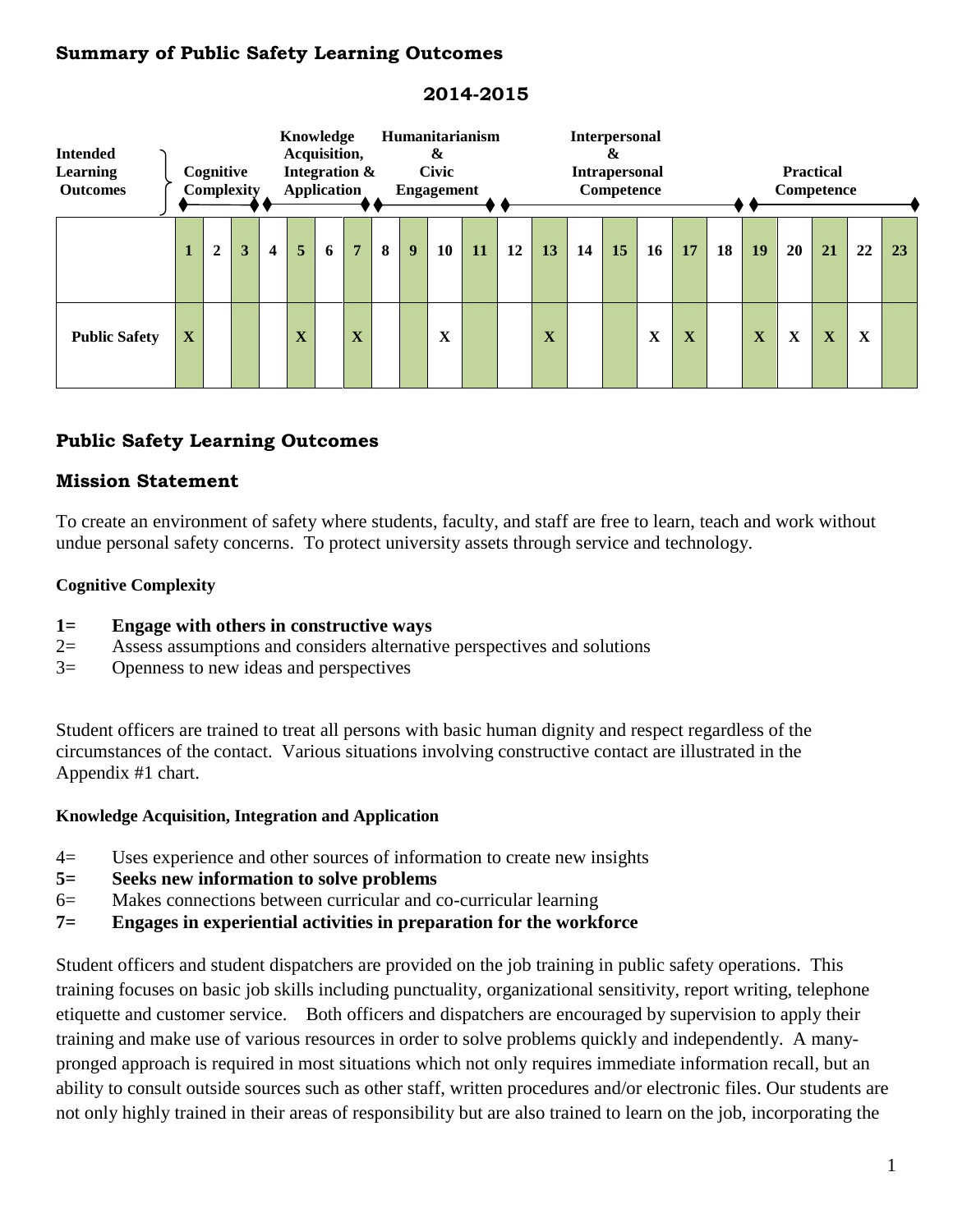## Summary of Public Safety Learning Outcomes

**2014-2015**

| Intended Learning Outcomes | Cognitive Complexity | | | Knowledge Acquisition, Integration & Application | | | | Humanitarianism & Civic Engagement | | | | Interpersonal & Intrapersonal Competence | | | | | | Practical Competence | | | | |
|---|---|---|---|---|---|---|---|---|---|---|---|---|---|---|---|---|---|---|---|---|---|---|
| | **1** | **2** | **3** | **4** | **5** | **6** | **7** | **8** | **9** | **10** | **11** | **12** | **13** | **14** | **15** | **16** | **17** | **18** | **19** | **20** | **21** | **22** | **23** |
| **Public Safety** | **X** | | | | **X** | | **X** | | | **X** | | | **X** | | | **X** | **X** | | **X** | **X** | **X** | **X** | |

## Public Safety Learning Outcomes

## Mission Statement

To create an environment of safety where students, faculty, and staff are free to learn, teach and work without undue personal safety concerns. To protect university assets through service and technology.

#### Cognitive Complexity

**1= Engage with others in constructive ways**
2= Assess assumptions and considers alternative perspectives and solutions
3= Openness to new ideas and perspectives

Student officers are trained to treat all persons with basic human dignity and respect regardless of the circumstances of the contact. Various situations involving constructive contact are illustrated in the Appendix #1 chart.

#### Knowledge Acquisition, Integration and Application

4= Uses experience and other sources of information to create new insights
**5= Seeks new information to solve problems**
6= Makes connections between curricular and co-curricular learning
**7= Engages in experiential activities in preparation for the workforce**

Student officers and student dispatchers are provided on the job training in public safety operations. This training focuses on basic job skills including punctuality, organizational sensitivity, report writing, telephone etiquette and customer service. Both officers and dispatchers are encouraged by supervision to apply their training and make use of various resources in order to solve problems quickly and independently. A many-pronged approach is required in most situations which not only requires immediate information recall, but an ability to consult outside sources such as other staff, written procedures and/or electronic files. Our students are not only highly trained in their areas of responsibility but are also trained to learn on the job, incorporating the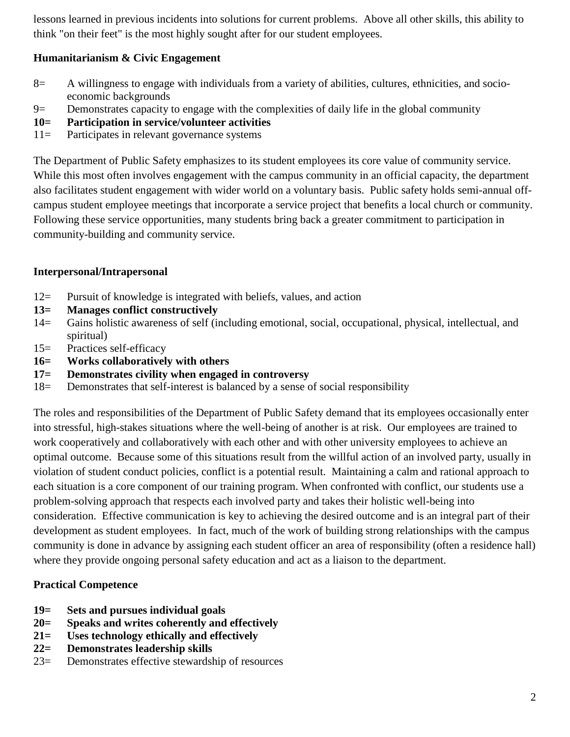lessons learned in previous incidents into solutions for current problems. Above all other skills, this ability to think "on their feet" is the most highly sought after for our student employees.

**Humanitarianism & Civic Engagement**

8= A willingness to engage with individuals from a variety of abilities, cultures, ethnicities, and socio-economic backgrounds
9= Demonstrates capacity to engage with the complexities of daily life in the global community
**10= Participation in service/volunteer activities**
11= Participates in relevant governance systems

The Department of Public Safety emphasizes to its student employees its core value of community service. While this most often involves engagement with the campus community in an official capacity, the department also facilitates student engagement with wider world on a voluntary basis. Public safety holds semi-annual off-campus student employee meetings that incorporate a service project that benefits a local church or community. Following these service opportunities, many students bring back a greater commitment to participation in community-building and community service.

**Interpersonal/Intrapersonal**

12= Pursuit of knowledge is integrated with beliefs, values, and action
**13= Manages conflict constructively**
14= Gains holistic awareness of self (including emotional, social, occupational, physical, intellectual, and spiritual)
15= Practices self-efficacy
**16= Works collaboratively with others**
**17= Demonstrates civility when engaged in controversy**
18= Demonstrates that self-interest is balanced by a sense of social responsibility

The roles and responsibilities of the Department of Public Safety demand that its employees occasionally enter into stressful, high-stakes situations where the well-being of another is at risk. Our employees are trained to work cooperatively and collaboratively with each other and with other university employees to achieve an optimal outcome. Because some of this situations result from the willful action of an involved party, usually in violation of student conduct policies, conflict is a potential result. Maintaining a calm and rational approach to each situation is a core component of our training program. When confronted with conflict, our students use a problem-solving approach that respects each involved party and takes their holistic well-being into consideration. Effective communication is key to achieving the desired outcome and is an integral part of their development as student employees. In fact, much of the work of building strong relationships with the campus community is done in advance by assigning each student officer an area of responsibility (often a residence hall) where they provide ongoing personal safety education and act as a liaison to the department.

**Practical Competence**

**19= Sets and pursues individual goals**
**20= Speaks and writes coherently and effectively**
**21= Uses technology ethically and effectively**
**22= Demonstrates leadership skills**
23= Demonstrates effective stewardship of resources